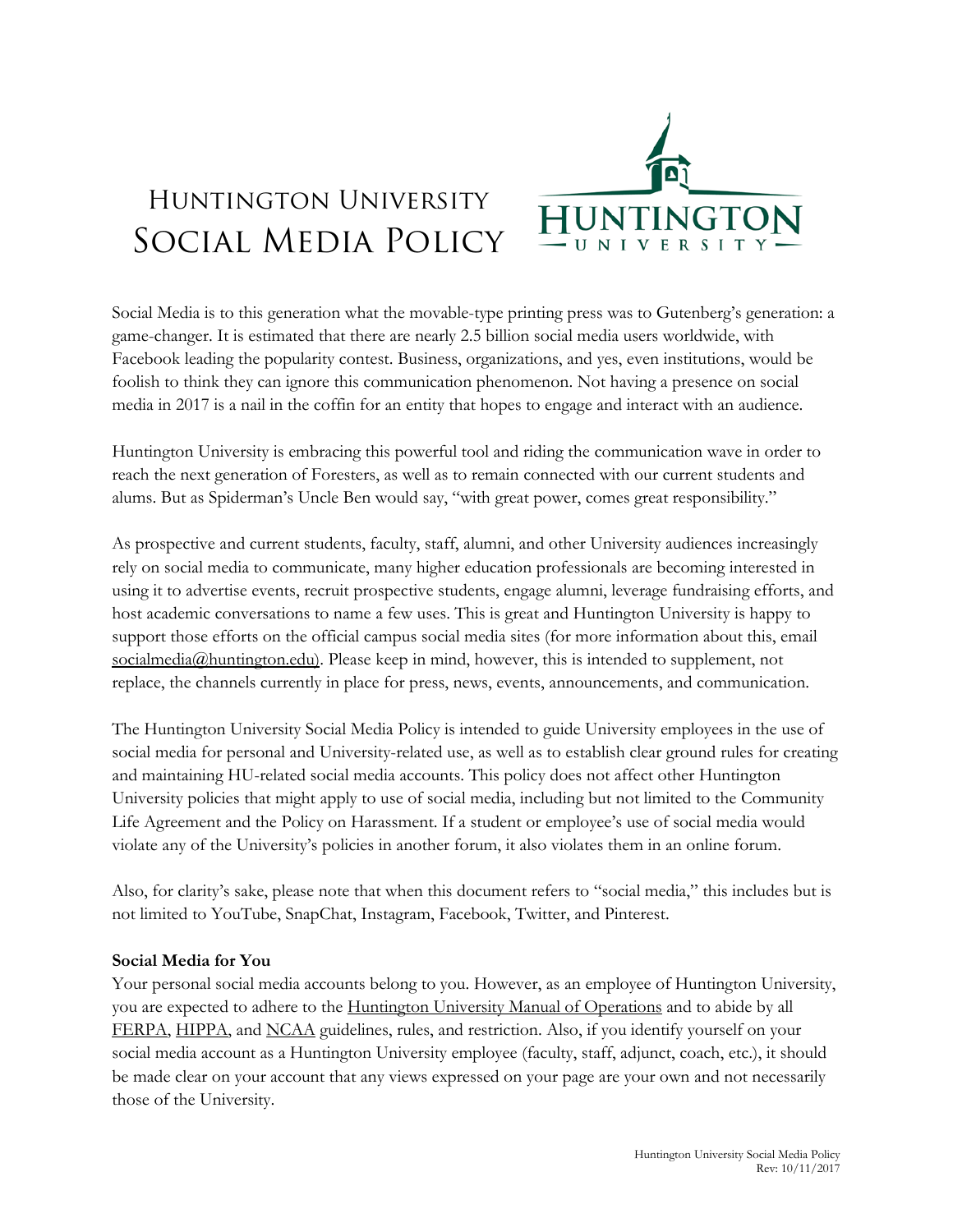# Huntington University Social Media Policy

Social Media is to this generation what the movable-type printing press was to Gutenberg's generation: a game-changer. It is estimated that there are nearly 2.5 billion social media users worldwide, with Facebook leading the popularity contest. Business, organizations, and yes, even institutions, would be foolish to think they can ignore this communication phenomenon. Not having a presence on social media in 2017 is a nail in the coffin for an entity that hopes to engage and interact with an audience.

Huntington University is embracing this powerful tool and riding the communication wave in order to reach the next generation of Foresters, as well as to remain connected with our current students and alums. But as Spiderman's Uncle Ben would say, "with great power, comes great responsibility."

As prospective and current students, faculty, staff, alumni, and other University audiences increasingly rely on social media to communicate, many higher education professionals are becoming interested in using it to advertise events, recruit prospective students, engage alumni, leverage fundraising efforts, and host academic conversations to name a few uses. This is great and Huntington University is happy to support those efforts on the official campus social media sites (for more information about this, email socialmedia@huntington.edu). Please keep in mind, however, this is intended to supplement, not replace, the channels currently in place for press, news, events, announcements, and communication.

The Huntington University Social Media Policy is intended to guide University employees in the use of social media for personal and University-related use, as well as to establish clear ground rules for creating and maintaining HU-related social media accounts. This policy does not affect other Huntington University policies that might apply to use of social media, including but not limited to the Community Life Agreement and the Policy on Harassment. If a student or employee's use of social media would violate any of the University's policies in another forum, it also violates them in an online forum.

Also, for clarity's sake, please note that when this document refers to "social media," this includes but is not limited to YouTube, SnapChat, Instagram, Facebook, Twitter, and Pinterest.

**Social Media for You**

Your personal social media accounts belong to you. However, as an employee of Huntington University, you are expected to adhere to the Huntington University Manual of Operations and to abide by all FERPA, HIPPA, and NCAA guidelines, rules, and restriction. Also, if you identify yourself on your social media account as a Huntington University employee (faculty, staff, adjunct, coach, etc.), it should be made clear on your account that any views expressed on your page are your own and not necessarily those of the University.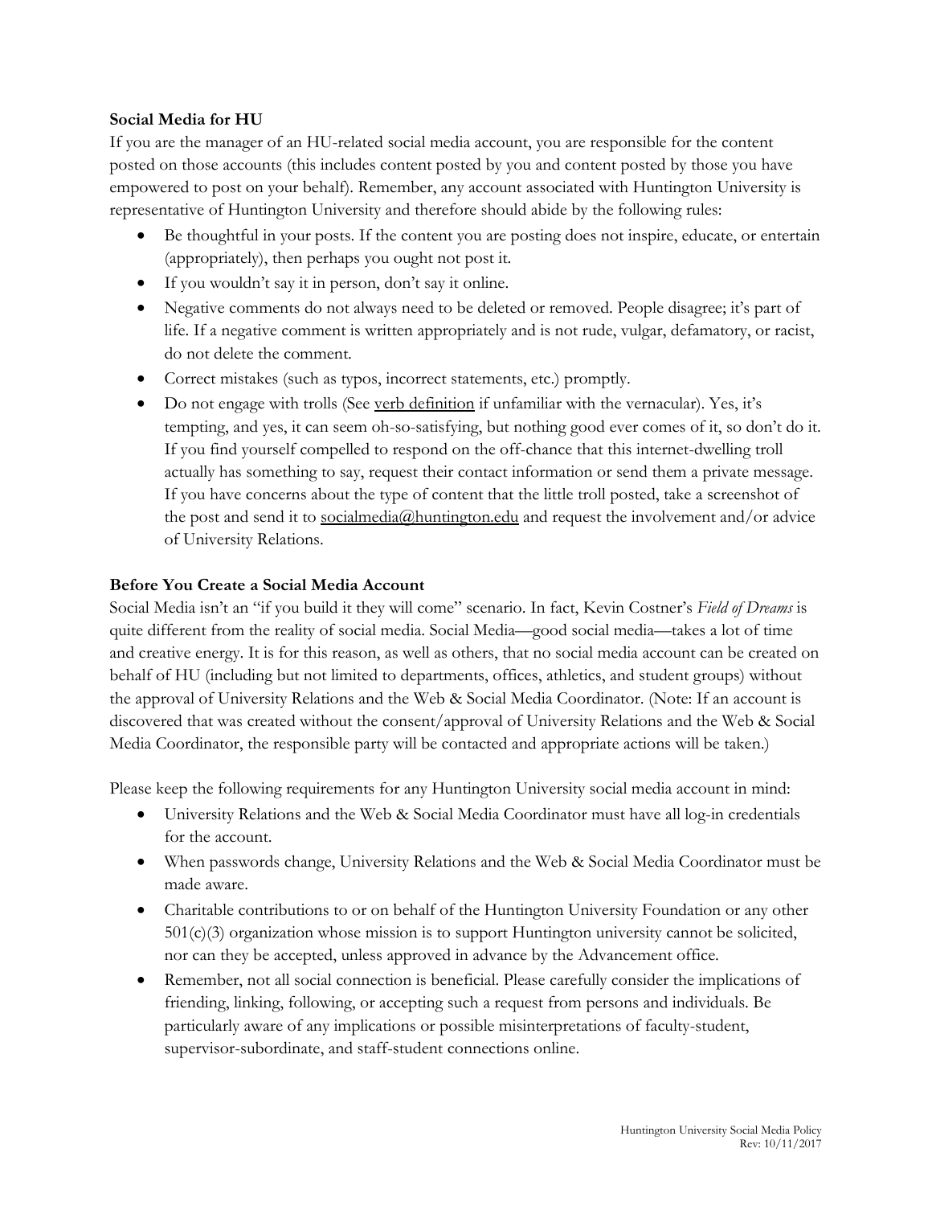**Social Media for HU**

If you are the manager of an HU-related social media account, you are responsible for the content posted on those accounts (this includes content posted by you and content posted by those you have empowered to post on your behalf). Remember, any account associated with Huntington University is representative of Huntington University and therefore should abide by the following rules:

- Be thoughtful in your posts. If the content you are posting does not inspire, educate, or entertain (appropriately), then perhaps you ought not post it.
- If you wouldn't say it in person, don't say it online.
- Negative comments do not always need to be deleted or removed. People disagree; it's part of life. If a negative comment is written appropriately and is not rude, vulgar, defamatory, or racist, do not delete the comment.
- Correct mistakes (such as typos, incorrect statements, etc.) promptly.
- Do not engage with trolls (See verb definition if unfamiliar with the vernacular). Yes, it's tempting, and yes, it can seem oh-so-satisfying, but nothing good ever comes of it, so don't do it. If you find yourself compelled to respond on the off-chance that this internet-dwelling troll actually has something to say, request their contact information or send them a private message. If you have concerns about the type of content that the little troll posted, take a screenshot of the post and send it to socialmedia@huntington.edu and request the involvement and/or advice of University Relations.

**Before You Create a Social Media Account**

Social Media isn't an "if you build it they will come" scenario. In fact, Kevin Costner's *Field of Dreams* is quite different from the reality of social media. Social Media—good social media—takes a lot of time and creative energy. It is for this reason, as well as others, that no social media account can be created on behalf of HU (including but not limited to departments, offices, athletics, and student groups) without the approval of University Relations and the Web & Social Media Coordinator. (Note: If an account is discovered that was created without the consent/approval of University Relations and the Web & Social Media Coordinator, the responsible party will be contacted and appropriate actions will be taken.)

Please keep the following requirements for any Huntington University social media account in mind:

- University Relations and the Web & Social Media Coordinator must have all log-in credentials for the account.
- When passwords change, University Relations and the Web & Social Media Coordinator must be made aware.
- Charitable contributions to or on behalf of the Huntington University Foundation or any other 501(c)(3) organization whose mission is to support Huntington university cannot be solicited, nor can they be accepted, unless approved in advance by the Advancement office.
- Remember, not all social connection is beneficial. Please carefully consider the implications of friending, linking, following, or accepting such a request from persons and individuals. Be particularly aware of any implications or possible misinterpretations of faculty-student, supervisor-subordinate, and staff-student connections online.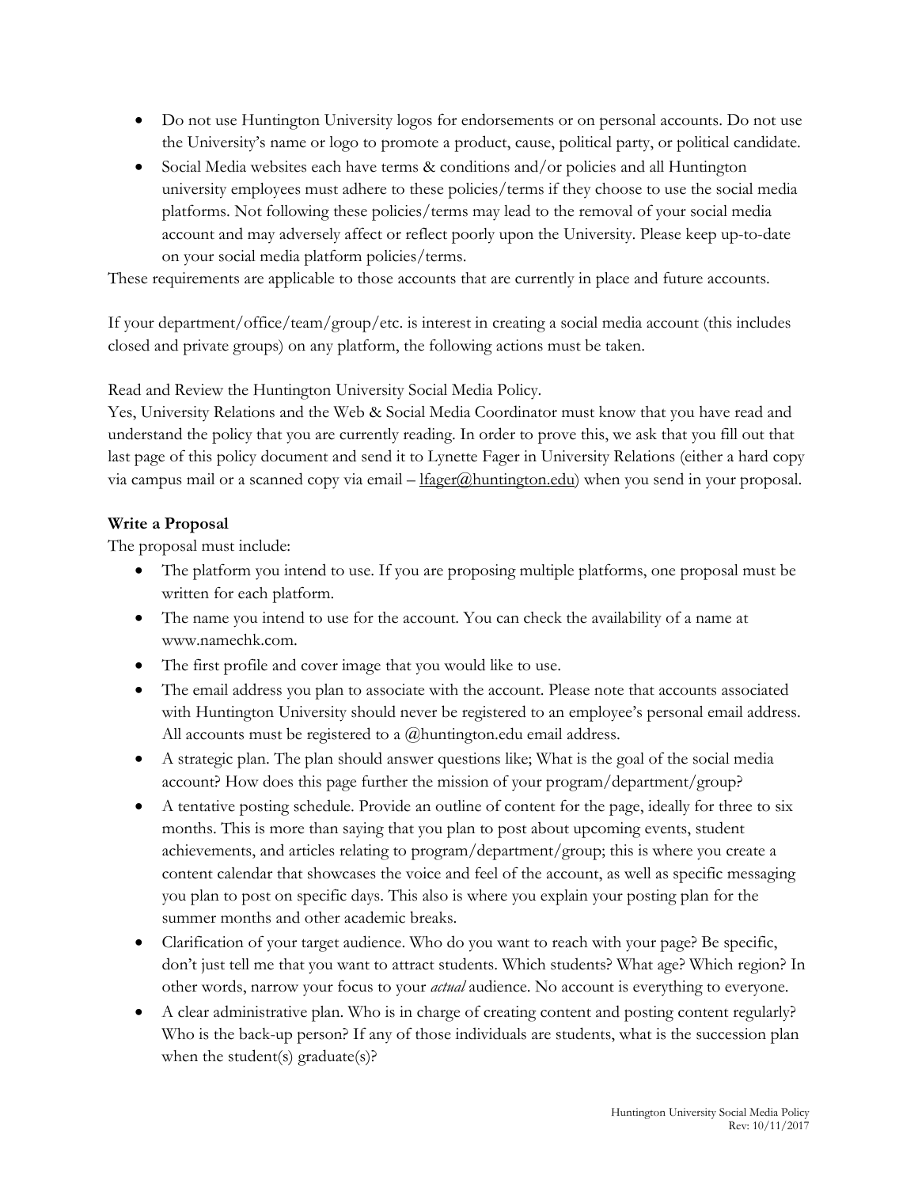- Do not use Huntington University logos for endorsements or on personal accounts. Do not use the University's name or logo to promote a product, cause, political party, or political candidate.
- Social Media websites each have terms & conditions and/or policies and all Huntington university employees must adhere to these policies/terms if they choose to use the social media platforms. Not following these policies/terms may lead to the removal of your social media account and may adversely affect or reflect poorly upon the University. Please keep up-to-date on your social media platform policies/terms.

These requirements are applicable to those accounts that are currently in place and future accounts.

If your department/office/team/group/etc. is interest in creating a social media account (this includes closed and private groups) on any platform, the following actions must be taken.

Read and Review the Huntington University Social Media Policy.
Yes, University Relations and the Web & Social Media Coordinator must know that you have read and understand the policy that you are currently reading. In order to prove this, we ask that you fill out that last page of this policy document and send it to Lynette Fager in University Relations (either a hard copy via campus mail or a scanned copy via email – lfager@huntington.edu) when you send in your proposal.

**Write a Proposal**
The proposal must include:

- The platform you intend to use. If you are proposing multiple platforms, one proposal must be written for each platform.
- The name you intend to use for the account. You can check the availability of a name at www.namechk.com.
- The first profile and cover image that you would like to use.
- The email address you plan to associate with the account. Please note that accounts associated with Huntington University should never be registered to an employee's personal email address. All accounts must be registered to a @huntington.edu email address.
- A strategic plan. The plan should answer questions like; What is the goal of the social media account? How does this page further the mission of your program/department/group?
- A tentative posting schedule. Provide an outline of content for the page, ideally for three to six months. This is more than saying that you plan to post about upcoming events, student achievements, and articles relating to program/department/group; this is where you create a content calendar that showcases the voice and feel of the account, as well as specific messaging you plan to post on specific days. This also is where you explain your posting plan for the summer months and other academic breaks.
- Clarification of your target audience. Who do you want to reach with your page? Be specific, don't just tell me that you want to attract students. Which students? What age? Which region? In other words, narrow your focus to your *actual* audience. No account is everything to everyone.
- A clear administrative plan. Who is in charge of creating content and posting content regularly? Who is the back-up person? If any of those individuals are students, what is the succession plan when the student(s) graduate(s)?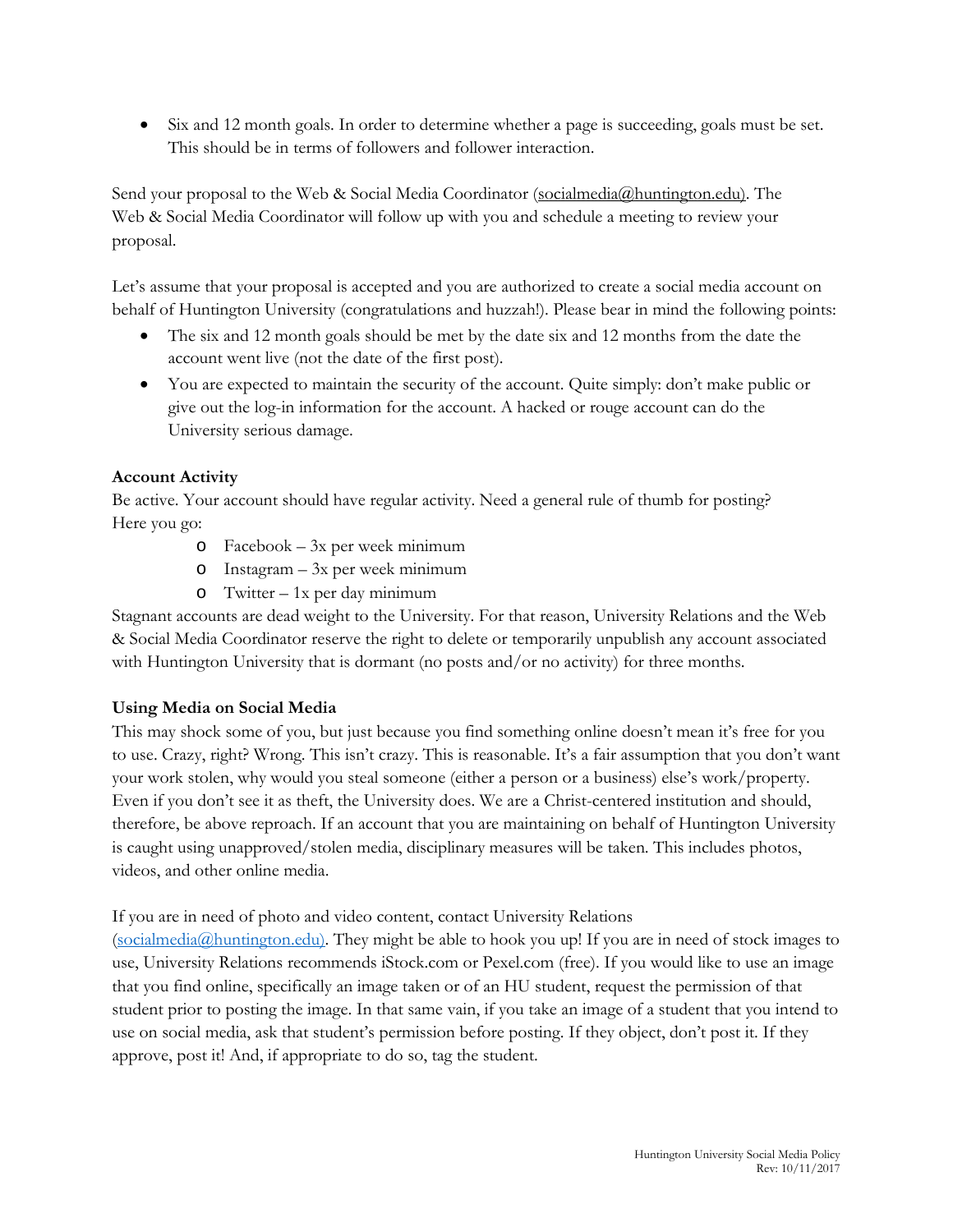- Six and 12 month goals. In order to determine whether a page is succeeding, goals must be set. This should be in terms of followers and follower interaction.

Send your proposal to the Web & Social Media Coordinator (socialmedia@huntington.edu). The Web & Social Media Coordinator will follow up with you and schedule a meeting to review your proposal.

Let's assume that your proposal is accepted and you are authorized to create a social media account on behalf of Huntington University (congratulations and huzzah!). Please bear in mind the following points:

- The six and 12 month goals should be met by the date six and 12 months from the date the account went live (not the date of the first post).
- You are expected to maintain the security of the account. Quite simply: don't make public or give out the log-in information for the account. A hacked or rouge account can do the University serious damage.

**Account Activity**

Be active. Your account should have regular activity. Need a general rule of thumb for posting? Here you go:

- Facebook – 3x per week minimum
- Instagram – 3x per week minimum
- Twitter – 1x per day minimum

Stagnant accounts are dead weight to the University. For that reason, University Relations and the Web & Social Media Coordinator reserve the right to delete or temporarily unpublish any account associated with Huntington University that is dormant (no posts and/or no activity) for three months.

**Using Media on Social Media**

This may shock some of you, but just because you find something online doesn't mean it's free for you to use. Crazy, right? Wrong. This isn't crazy. This is reasonable. It's a fair assumption that you don't want your work stolen, why would you steal someone (either a person or a business) else's work/property. Even if you don't see it as theft, the University does. We are a Christ-centered institution and should, therefore, be above reproach. If an account that you are maintaining on behalf of Huntington University is caught using unapproved/stolen media, disciplinary measures will be taken. This includes photos, videos, and other online media.

If you are in need of photo and video content, contact University Relations (socialmedia@huntington.edu). They might be able to hook you up! If you are in need of stock images to use, University Relations recommends iStock.com or Pexel.com (free). If you would like to use an image that you find online, specifically an image taken or of an HU student, request the permission of that student prior to posting the image. In that same vain, if you take an image of a student that you intend to use on social media, ask that student's permission before posting. If they object, don't post it. If they approve, post it! And, if appropriate to do so, tag the student.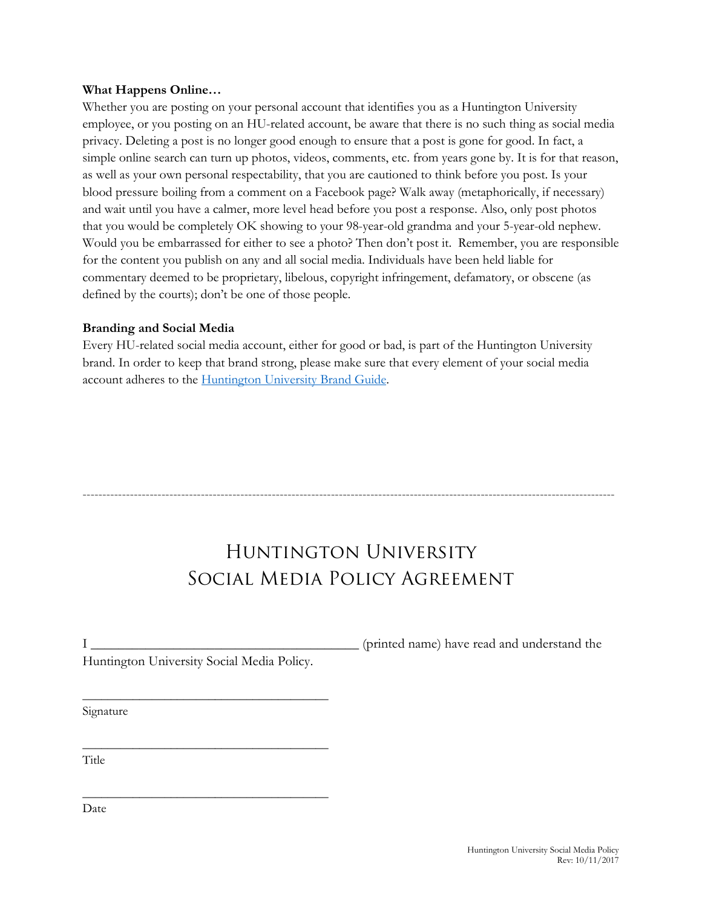**What Happens Online…**

Whether you are posting on your personal account that identifies you as a Huntington University employee, or you posting on an HU-related account, be aware that there is no such thing as social media privacy. Deleting a post is no longer good enough to ensure that a post is gone for good. In fact, a simple online search can turn up photos, videos, comments, etc. from years gone by. It is for that reason, as well as your own personal respectability, that you are cautioned to think before you post. Is your blood pressure boiling from a comment on a Facebook page? Walk away (metaphorically, if necessary) and wait until you have a calmer, more level head before you post a response. Also, only post photos that you would be completely OK showing to your 98-year-old grandma and your 5-year-old nephew. Would you be embarrassed for either to see a photo? Then don't post it. Remember, you are responsible for the content you publish on any and all social media. Individuals have been held liable for commentary deemed to be proprietary, libelous, copyright infringement, defamatory, or obscene (as defined by the courts); don't be one of those people.

**Branding and Social Media**

Every HU-related social media account, either for good or bad, is part of the Huntington University brand. In order to keep that brand strong, please make sure that every element of your social media account adheres to the Huntington University Brand Guide.

---

# Huntington University
# Social Media Policy Agreement

I ________________________________________ (printed name) have read and understand the Huntington University Social Media Policy.

______________________________________
Signature

______________________________________
Title

______________________________________
Date

Huntington University Social Media Policy
Rev: 10/11/2017